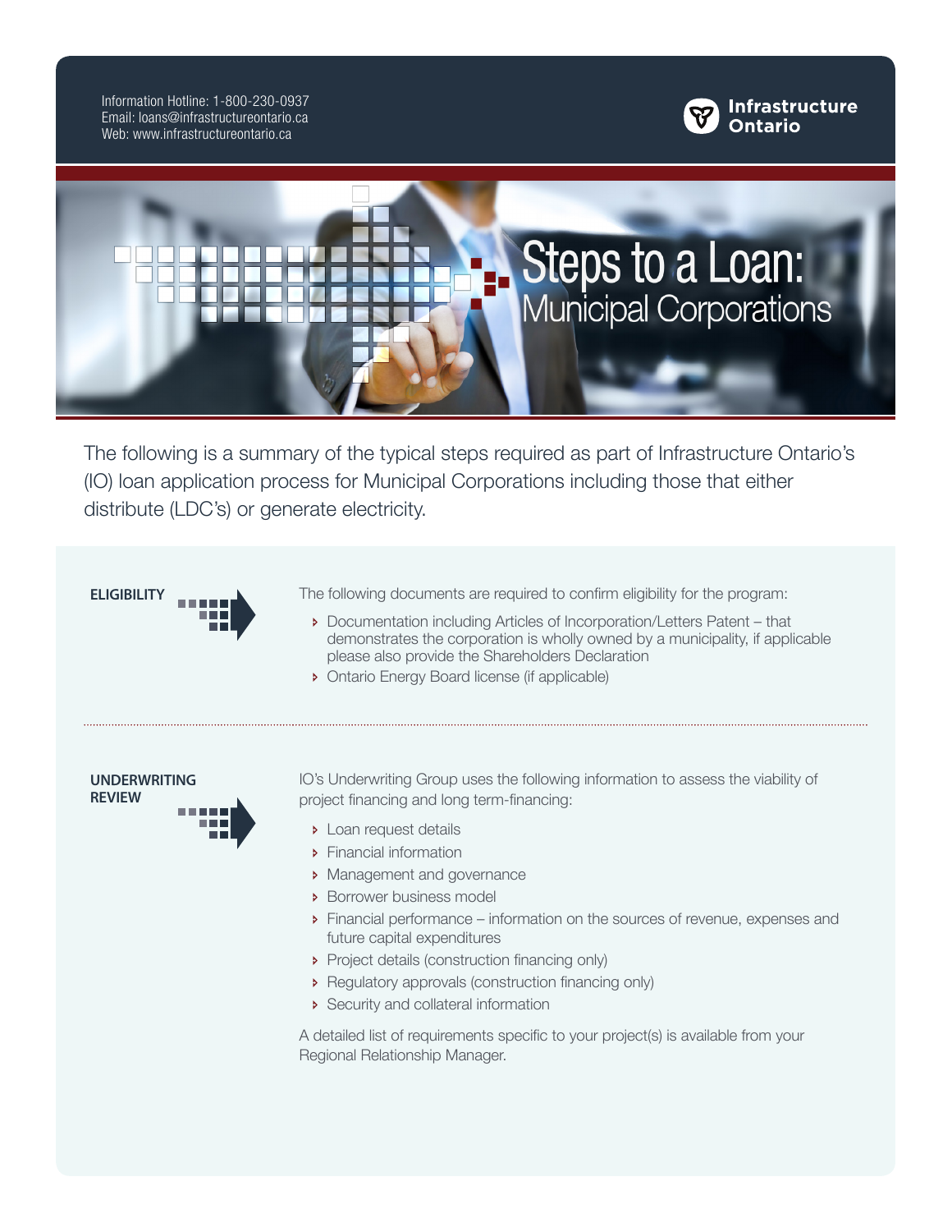Information Hotline: 1-800-230-0937
Email: loans@infrastructureontario.ca
Web: www.infrastructureontario.ca

Infrastructure Ontario

# Steps to a Loan: Municipal Corporations

The following is a summary of the typical steps required as part of Infrastructure Ontario's (IO) loan application process for Municipal Corporations including those that either distribute (LDC's) or generate electricity.

## ELIGIBILITY

The following documents are required to confirm eligibility for the program:

- Documentation including Articles of Incorporation/Letters Patent – that demonstrates the corporation is wholly owned by a municipality, if applicable please also provide the Shareholders Declaration
- Ontario Energy Board license (if applicable)

## UNDERWRITING REVIEW

IO's Underwriting Group uses the following information to assess the viability of project financing and long term-financing:

- Loan request details
- Financial information
- Management and governance
- Borrower business model
- Financial performance – information on the sources of revenue, expenses and future capital expenditures
- Project details (construction financing only)
- Regulatory approvals (construction financing only)
- Security and collateral information

A detailed list of requirements specific to your project(s) is available from your Regional Relationship Manager.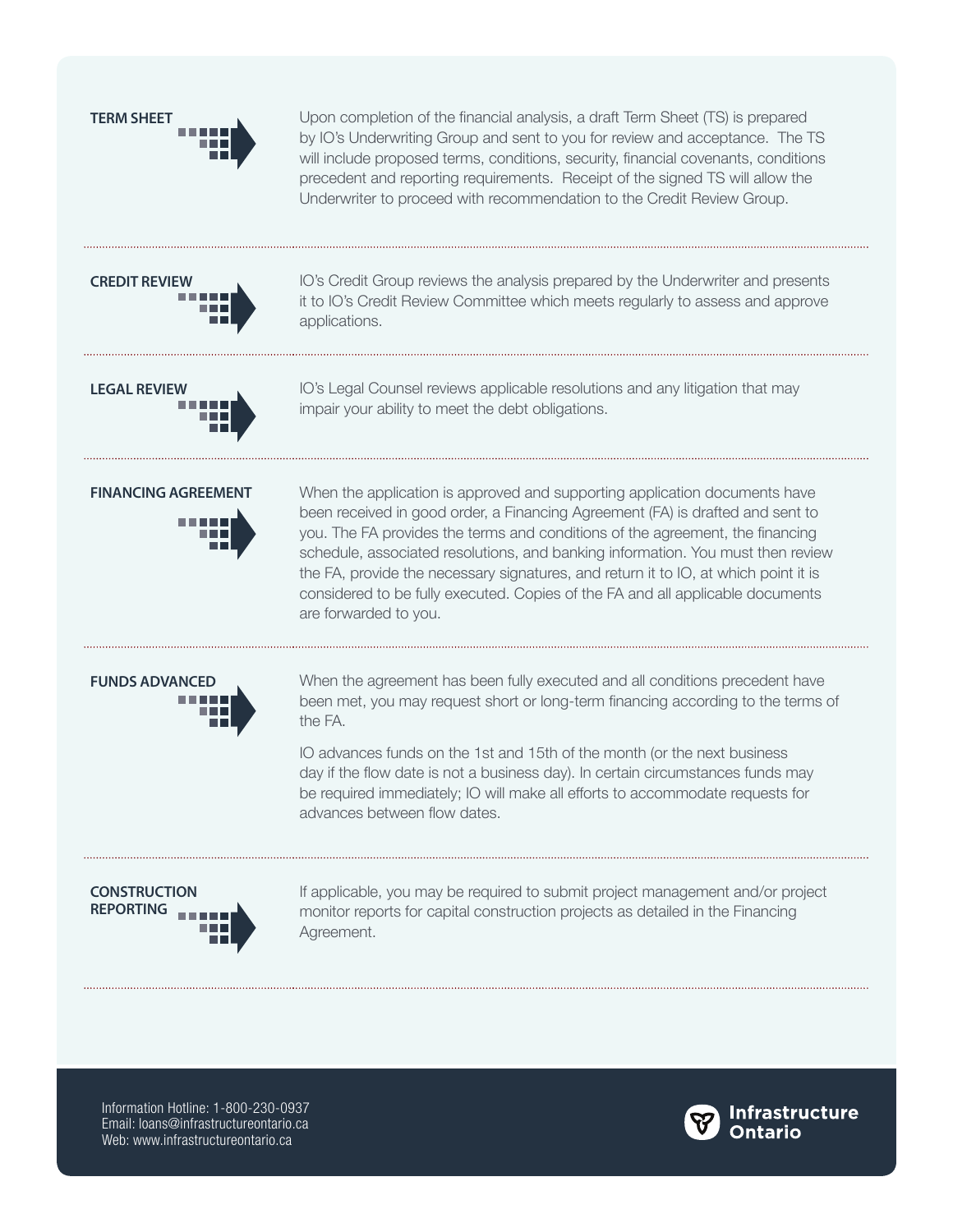## TERM SHEET

Upon completion of the financial analysis, a draft Term Sheet (TS) is prepared by IO's Underwriting Group and sent to you for review and acceptance. The TS will include proposed terms, conditions, security, financial covenants, conditions precedent and reporting requirements. Receipt of the signed TS will allow the Underwriter to proceed with recommendation to the Credit Review Group.

## CREDIT REVIEW

IO's Credit Group reviews the analysis prepared by the Underwriter and presents it to IO's Credit Review Committee which meets regularly to assess and approve applications.

## LEGAL REVIEW

IO's Legal Counsel reviews applicable resolutions and any litigation that may impair your ability to meet the debt obligations.

## FINANCING AGREEMENT

When the application is approved and supporting application documents have been received in good order, a Financing Agreement (FA) is drafted and sent to you. The FA provides the terms and conditions of the agreement, the financing schedule, associated resolutions, and banking information. You must then review the FA, provide the necessary signatures, and return it to IO, at which point it is considered to be fully executed. Copies of the FA and all applicable documents are forwarded to you.

## FUNDS ADVANCED

When the agreement has been fully executed and all conditions precedent have been met, you may request short or long-term financing according to the terms of the FA.

IO advances funds on the 1st and 15th of the month (or the next business day if the flow date is not a business day). In certain circumstances funds may be required immediately; IO will make all efforts to accommodate requests for advances between flow dates.

## CONSTRUCTION REPORTING

If applicable, you may be required to submit project management and/or project monitor reports for capital construction projects as detailed in the Financing Agreement.

Information Hotline: 1-800-230-0937
Email: loans@infrastructureontario.ca
Web: www.infrastructureontario.ca

Infrastructure Ontario